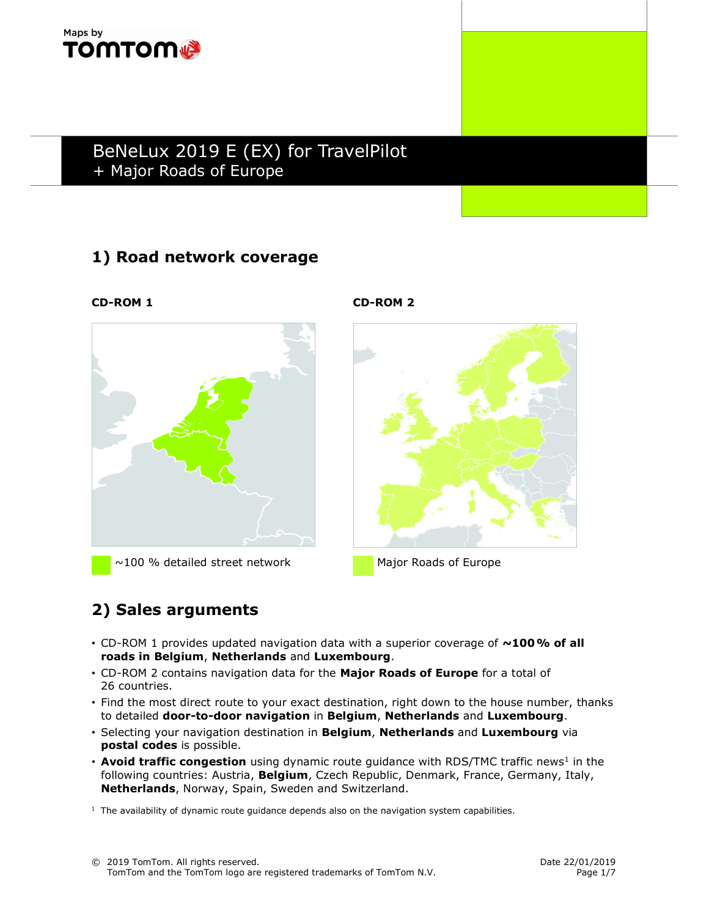Maps by TOMTOM

# BeNeLux 2019 E (EX) for TravelPilot
+ Major Roads of Europe

## 1) Road network coverage

**CD-ROM 1**

~100 % detailed street network

**CD-ROM 2**

Major Roads of Europe

## 2) Sales arguments

- CD-ROM 1 provides updated navigation data with a superior coverage of **~100 % of all roads in Belgium**, **Netherlands** and **Luxembourg**.
- CD-ROM 2 contains navigation data for the **Major Roads of Europe** for a total of 26 countries.
- Find the most direct route to your exact destination, right down to the house number, thanks to detailed **door-to-door navigation** in **Belgium**, **Netherlands** and **Luxembourg**.
- Selecting your navigation destination in **Belgium**, **Netherlands** and **Luxembourg** via **postal codes** is possible.
- **Avoid traffic congestion** using dynamic route guidance with RDS/TMC traffic news[1] in the following countries: Austria, **Belgium**, Czech Republic, Denmark, France, Germany, Italy, **Netherlands**, Norway, Spain, Sweden and Switzerland.

[1] The availability of dynamic route guidance depends also on the navigation system capabilities.

© 2019 TomTom. All rights reserved.
TomTom and the TomTom logo are registered trademarks of TomTom N.V.

Date 22/01/2019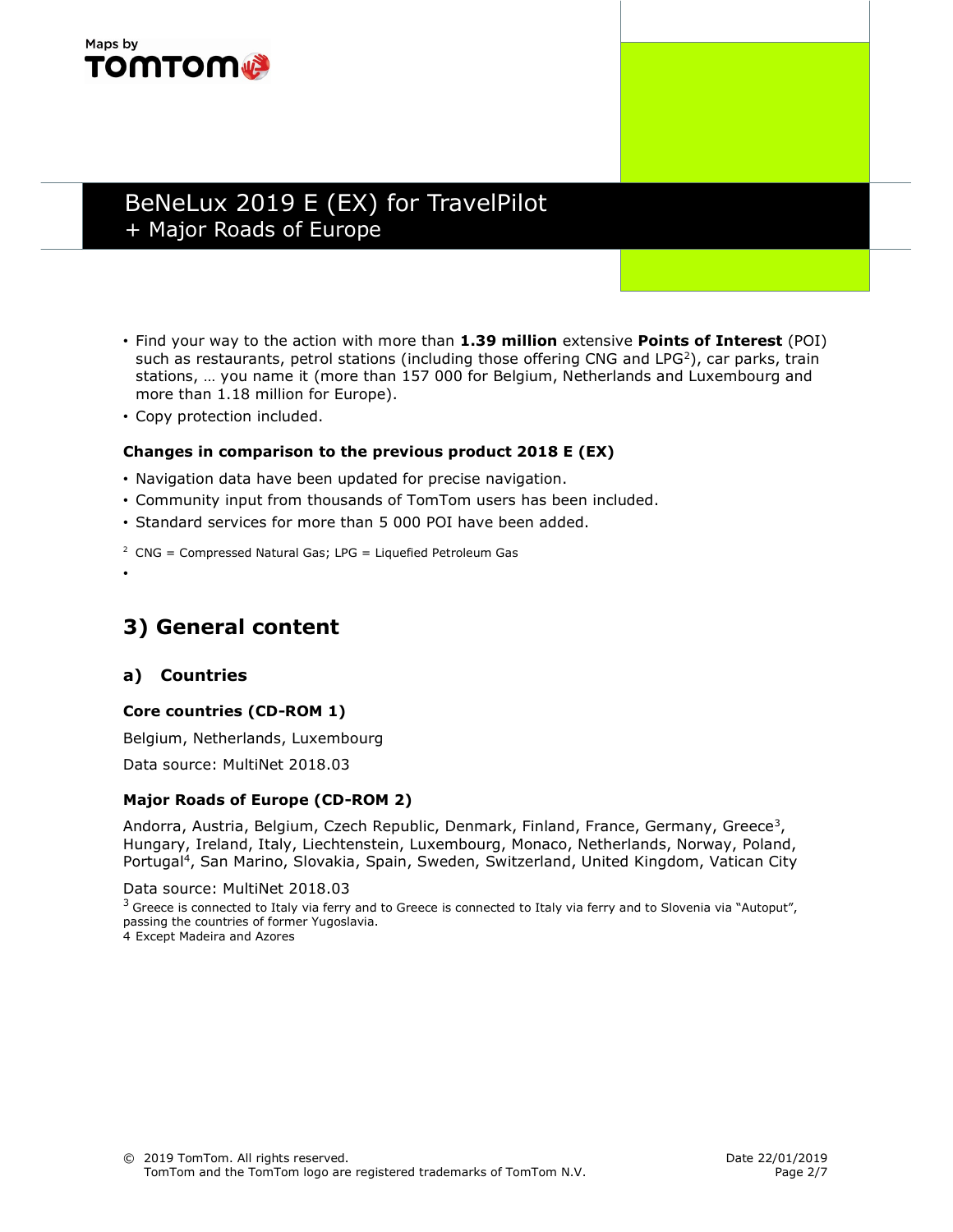- Find your way to the action with more than **1.39 million** extensive **Points of Interest** (POI) such as restaurants, petrol stations (including those offering CNG and LPG[2]), car parks, train stations, … you name it (more than 157 000 for Belgium, Netherlands and Luxembourg and more than 1.18 million for Europe).
- Copy protection included.

**Changes in comparison to the previous product 2018 E (EX)**

- Navigation data have been updated for precise navigation.
- Community input from thousands of TomTom users has been included.
- Standard services for more than 5 000 POI have been added.

[2] CNG = Compressed Natural Gas; LPG = Liquefied Petroleum Gas

## 3) General content

### a) Countries

**Core countries (CD-ROM 1)**

Belgium, Netherlands, Luxembourg

Data source: MultiNet 2018.03

**Major Roads of Europe (CD-ROM 2)**

Andorra, Austria, Belgium, Czech Republic, Denmark, Finland, France, Germany, Greece[3], Hungary, Ireland, Italy, Liechtenstein, Luxembourg, Monaco, Netherlands, Norway, Poland, Portugal[4], San Marino, Slovakia, Spain, Sweden, Switzerland, United Kingdom, Vatican City

Data source: MultiNet 2018.03

[3] Greece is connected to Italy via ferry and to Greece is connected to Italy via ferry and to Slovenia via "Autoput", passing the countries of former Yugoslavia.

4 Except Madeira and Azores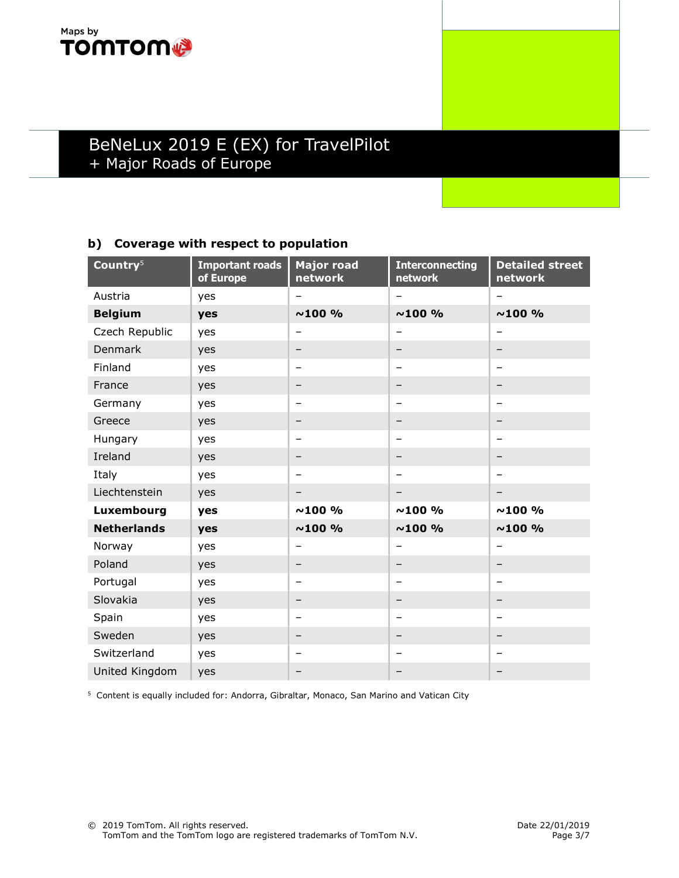# BeNeLux 2019 E (EX) for TravelPilot
+ Major Roads of Europe

## b) Coverage with respect to population

| Country[5] | Important roads of Europe | Major road network | Interconnecting network | Detailed street network |
|---|---|---|---|---|
| Austria | yes | – | – | – |
| **Belgium** | **yes** | **~100 %** | **~100 %** | **~100 %** |
| Czech Republic | yes | – | – | – |
| Denmark | yes | – | – | – |
| Finland | yes | – | – | – |
| France | yes | – | – | – |
| Germany | yes | – | – | – |
| Greece | yes | – | – | – |
| Hungary | yes | – | – | – |
| Ireland | yes | – | – | – |
| Italy | yes | – | – | – |
| Liechtenstein | yes | – | – | – |
| **Luxembourg** | **yes** | **~100 %** | **~100 %** | **~100 %** |
| **Netherlands** | **yes** | **~100 %** | **~100 %** | **~100 %** |
| Norway | yes | – | – | – |
| Poland | yes | – | – | – |
| Portugal | yes | – | – | – |
| Slovakia | yes | – | – | – |
| Spain | yes | – | – | – |
| Sweden | yes | – | – | – |
| Switzerland | yes | – | – | – |
| United Kingdom | yes | – | – | – |

[5] Content is equally included for: Andorra, Gibraltar, Monaco, San Marino and Vatican City

© 2019 TomTom. All rights reserved.
TomTom and the TomTom logo are registered trademarks of TomTom N.V.

Date 22/01/2019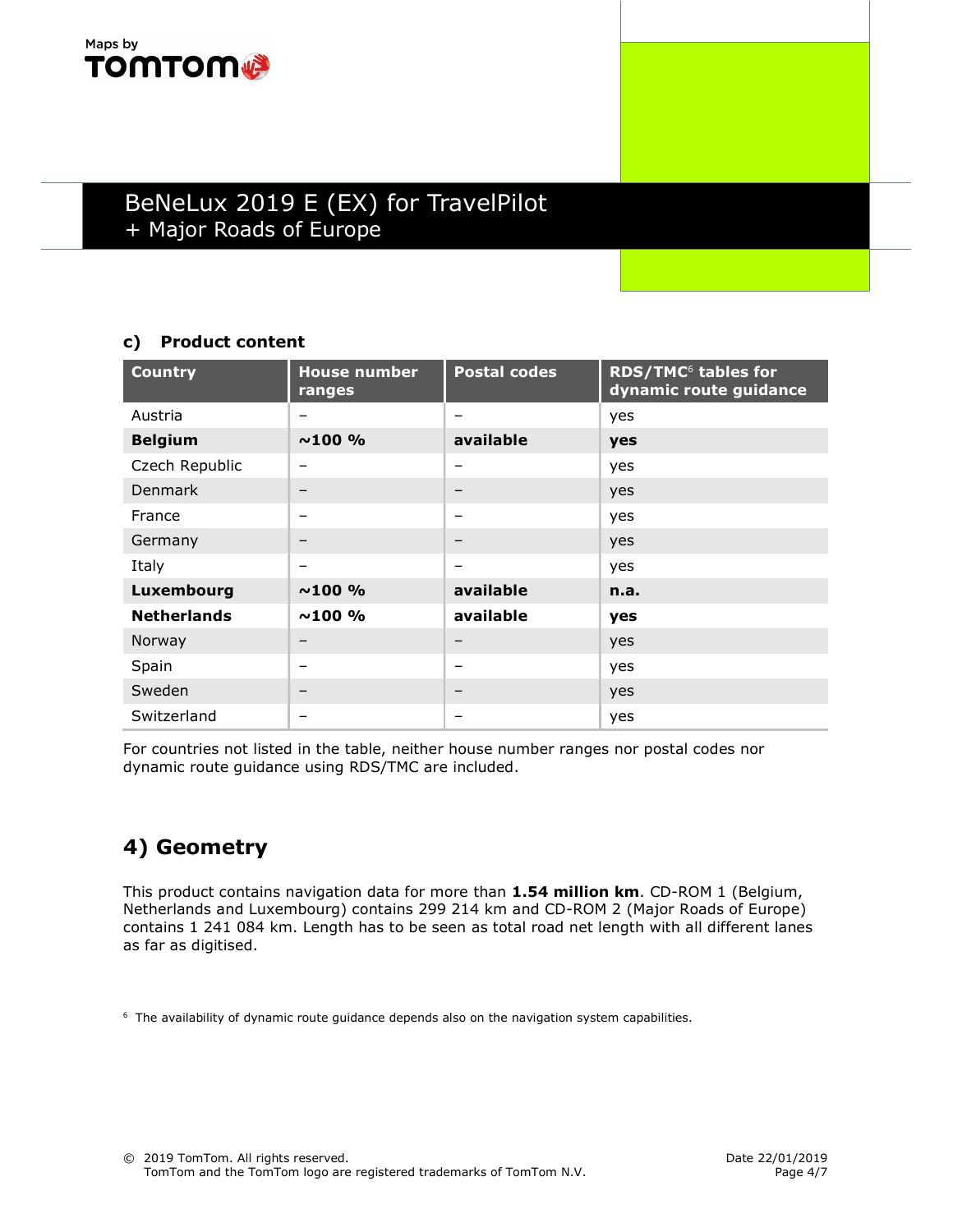### c) Product content

| Country | House number ranges | Postal codes | RDS/TMC[6] tables for dynamic route guidance |
|---|---|---|---|
| Austria | – | – | yes |
| **Belgium** | **~100 %** | **available** | **yes** |
| Czech Republic | – | – | yes |
| Denmark | – | – | yes |
| France | – | – | yes |
| Germany | – | – | yes |
| Italy | – | – | yes |
| **Luxembourg** | **~100 %** | **available** | **n.a.** |
| **Netherlands** | **~100 %** | **available** | **yes** |
| Norway | – | – | yes |
| Spain | – | – | yes |
| Sweden | – | – | yes |
| Switzerland | – | – | yes |

For countries not listed in the table, neither house number ranges nor postal codes nor dynamic route guidance using RDS/TMC are included.

## 4) Geometry

This product contains navigation data for more than **1.54 million km**. CD-ROM 1 (Belgium, Netherlands and Luxembourg) contains 299 214 km and CD-ROM 2 (Major Roads of Europe) contains 1 241 084 km. Length has to be seen as total road net length with all different lanes as far as digitised.

[6] The availability of dynamic route guidance depends also on the navigation system capabilities.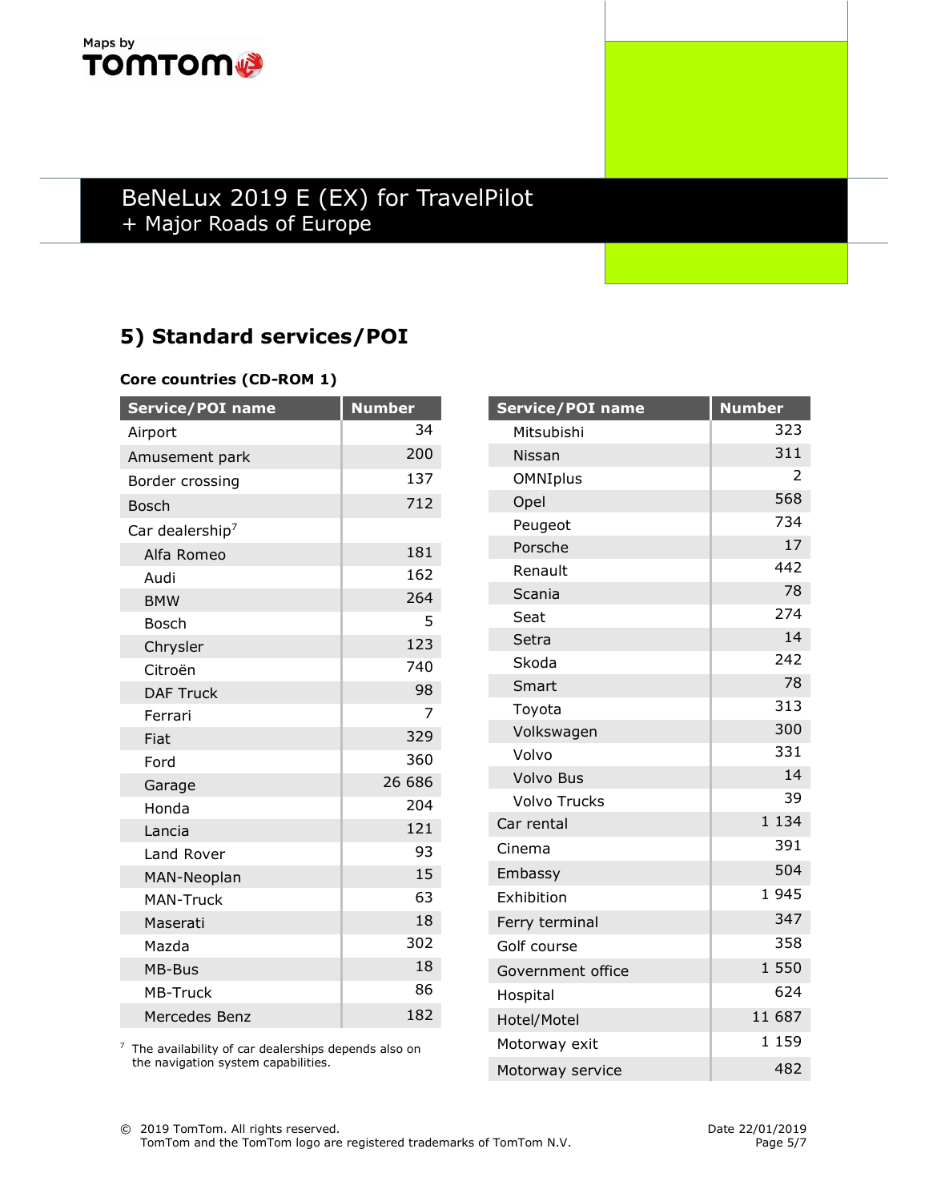# BeNeLux 2019 E (EX) for TravelPilot
+ Major Roads of Europe

## 5) Standard services/POI

**Core countries (CD-ROM 1)**

| Service/POI name | Number |
|---|---|
| Airport | 34 |
| Amusement park | 200 |
| Border crossing | 137 |
| Bosch | 712 |
| Car dealership[7] | |
| Alfa Romeo | 181 |
| Audi | 162 |
| BMW | 264 |
| Bosch | 5 |
| Chrysler | 123 |
| Citroën | 740 |
| DAF Truck | 98 |
| Ferrari | 7 |
| Fiat | 329 |
| Ford | 360 |
| Garage | 26 686 |
| Honda | 204 |
| Lancia | 121 |
| Land Rover | 93 |
| MAN-Neoplan | 15 |
| MAN-Truck | 63 |
| Maserati | 18 |
| Mazda | 302 |
| MB-Bus | 18 |
| MB-Truck | 86 |
| Mercedes Benz | 182 |
| Mitsubishi | 323 |
| Nissan | 311 |
| OMNIplus | 2 |
| Opel | 568 |
| Peugeot | 734 |
| Porsche | 17 |
| Renault | 442 |
| Scania | 78 |
| Seat | 274 |
| Setra | 14 |
| Skoda | 242 |
| Smart | 78 |
| Toyota | 313 |
| Volkswagen | 300 |
| Volvo | 331 |
| Volvo Bus | 14 |
| Volvo Trucks | 39 |
| Car rental | 1 134 |
| Cinema | 391 |
| Embassy | 504 |
| Exhibition | 1 945 |
| Ferry terminal | 347 |
| Golf course | 358 |
| Government office | 1 550 |
| Hospital | 624 |
| Hotel/Motel | 11 687 |
| Motorway exit | 1 159 |
| Motorway service | 482 |

[7] The availability of car dealerships depends also on the navigation system capabilities.

© 2019 TomTom. All rights reserved.
TomTom and the TomTom logo are registered trademarks of TomTom N.V.

Date 22/01/2019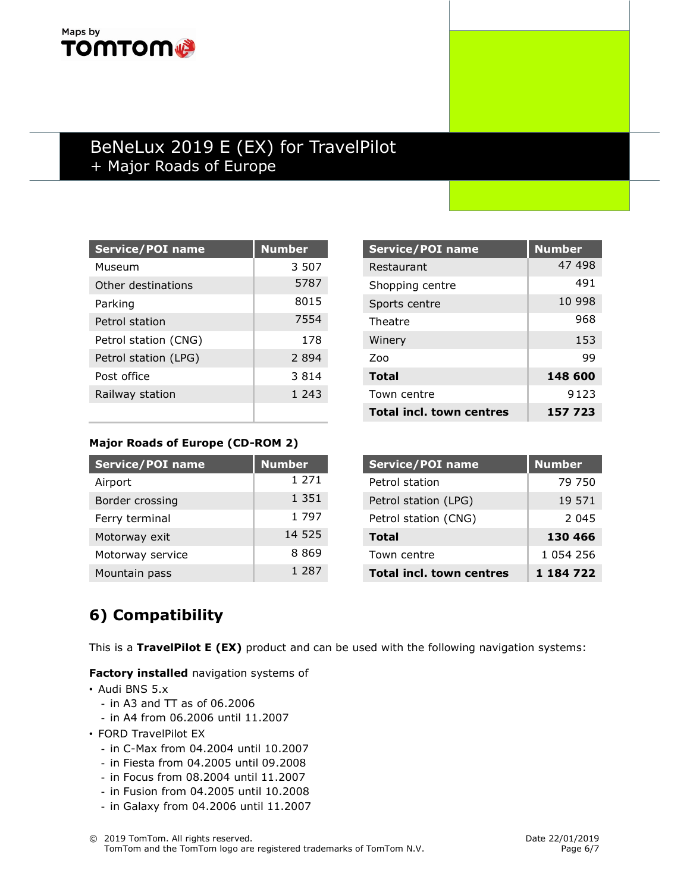# BeNeLux 2019 E (EX) for TravelPilot + Major Roads of Europe

| Service/POI name | Number |
|---|---|
| Museum | 3 507 |
| Other destinations | 5787 |
| Parking | 8015 |
| Petrol station | 7554 |
| Petrol station (CNG) | 178 |
| Petrol station (LPG) | 2 894 |
| Post office | 3 814 |
| Railway station | 1 243 |

| Service/POI name | Number |
|---|---|
| Restaurant | 47 498 |
| Shopping centre | 491 |
| Sports centre | 10 998 |
| Theatre | 968 |
| Winery | 153 |
| Zoo | 99 |
| **Total** | **148 600** |
| Town centre | 9123 |
| **Total incl. town centres** | **157 723** |

**Major Roads of Europe (CD-ROM 2)**

| Service/POI name | Number |
|---|---|
| Airport | 1 271 |
| Border crossing | 1 351 |
| Ferry terminal | 1 797 |
| Motorway exit | 14 525 |
| Motorway service | 8 869 |
| Mountain pass | 1 287 |

| Service/POI name | Number |
|---|---|
| Petrol station | 79 750 |
| Petrol station (LPG) | 19 571 |
| Petrol station (CNG) | 2 045 |
| **Total** | **130 466** |
| Town centre | 1 054 256 |
| **Total incl. town centres** | **1 184 722** |

## 6) Compatibility

This is a **TravelPilot E (EX)** product and can be used with the following navigation systems:

**Factory installed** navigation systems of

- Audi BNS 5.x
  - in A3 and TT as of 06.2006
  - in A4 from 06.2006 until 11.2007
- FORD TravelPilot EX
  - in C-Max from 04.2004 until 10.2007
  - in Fiesta from 04.2005 until 09.2008
  - in Focus from 08.2004 until 11.2007
  - in Fusion from 04.2005 until 10.2008
  - in Galaxy from 04.2006 until 11.2007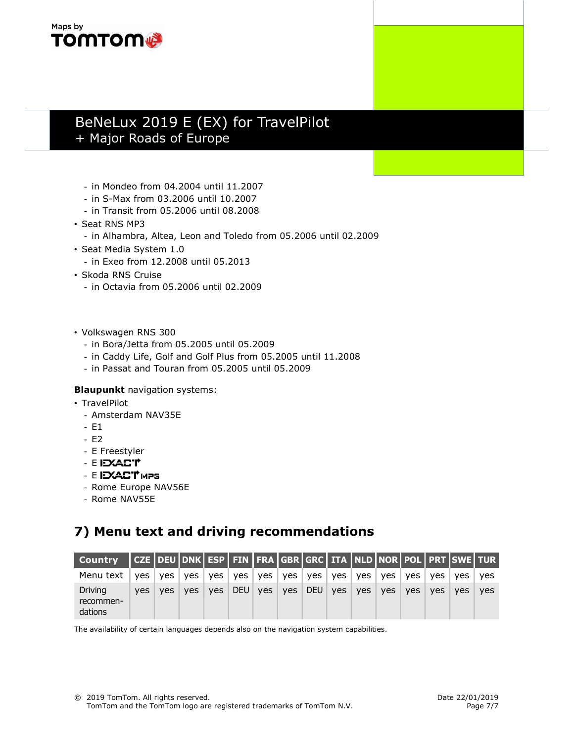- in Mondeo from 04.2004 until 11.2007
  - in S-Max from 03.2006 until 10.2007
  - in Transit from 05.2006 until 08.2008
- Seat RNS MP3
  - in Alhambra, Altea, Leon and Toledo from 05.2006 until 02.2009
- Seat Media System 1.0
  - in Exeo from 12.2008 until 05.2013
- Skoda RNS Cruise
  - in Octavia from 05.2006 until 02.2009

- Volkswagen RNS 300
  - in Bora/Jetta from 05.2005 until 05.2009
  - in Caddy Life, Golf and Golf Plus from 05.2005 until 11.2008
  - in Passat and Touran from 05.2005 until 05.2009

**Blaupunkt** navigation systems:

- TravelPilot
  - Amsterdam NAV35E
  - E1
  - E2
  - E Freestyler
  - E EXACT
  - E EXACT MP3
  - Rome Europe NAV56E
  - Rome NAV55E

## 7) Menu text and driving recommendations

| Country | CZE | DEU | DNK | ESP | FIN | FRA | GBR | GRC | ITA | NLD | NOR | POL | PRT | SWE | TUR |
|---|---|---|---|---|---|---|---|---|---|---|---|---|---|---|---|
| Menu text | yes | yes | yes | yes | yes | yes | yes | yes | yes | yes | yes | yes | yes | yes | yes |
| Driving recommen-dations | yes | yes | yes | yes | DEU | yes | yes | DEU | yes | yes | yes | yes | yes | yes | yes |

The availability of certain languages depends also on the navigation system capabilities.